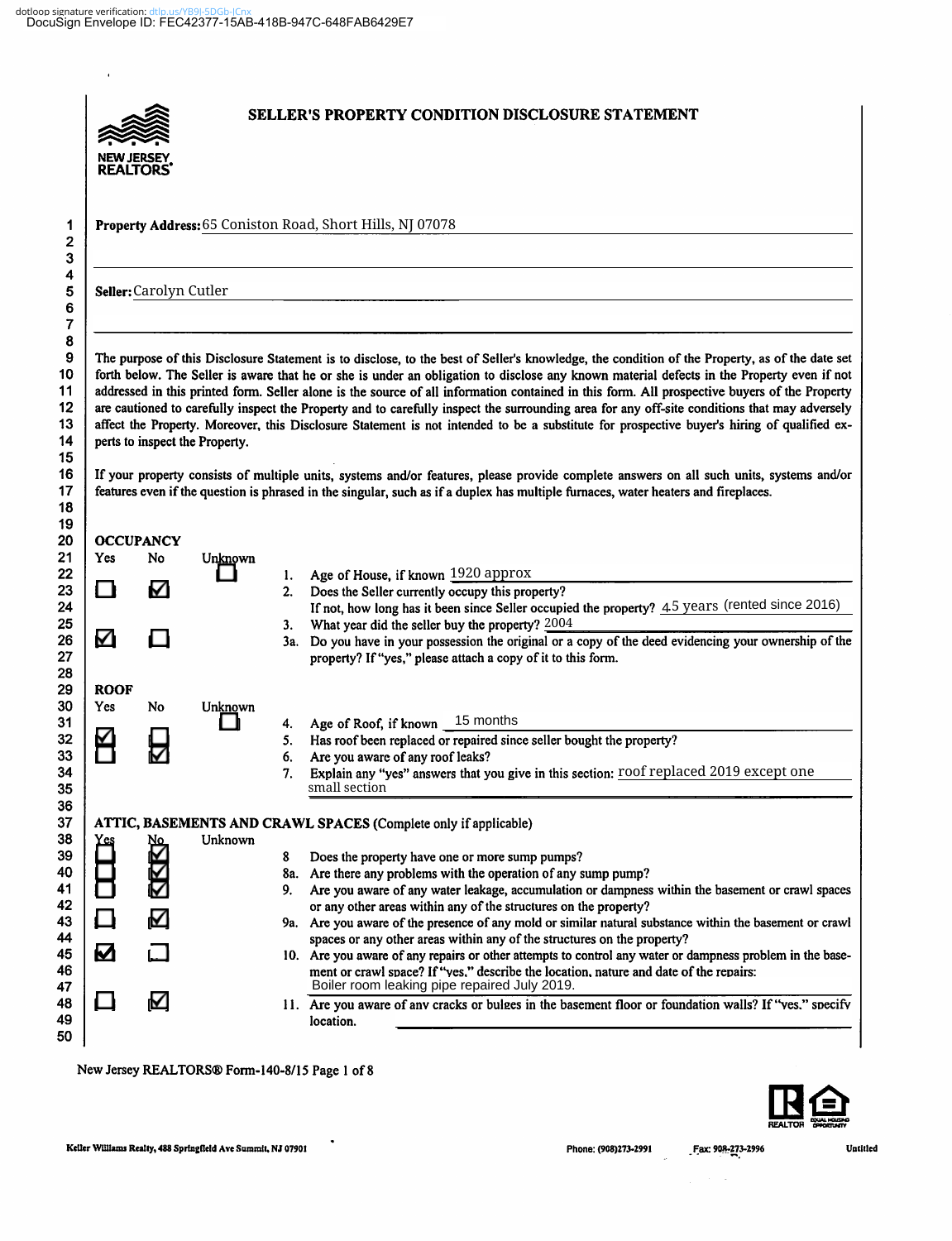# SELLER'S PROPERTY CONDITION DISCLOSURE STATEMENT

NEW JERSEY REALTORS®

**Property Address:** 65 Coniston Road, Short Hills, NJ 07078

**Seller:** Carolyn Cutler

The purpose of this Disclosure Statement is to disclose, to the best of Seller's knowledge, the condition of the Property, as of the date set forth below. The Seller is aware that he or she is under an obligation to disclose any known material defects in the Property even if not addressed in this printed form. Seller alone is the source of all information contained in this form. All prospective buyers of the Property are cautioned to carefully inspect the Property and to carefully inspect the surrounding area for any off-site conditions that may adversely affect the Property. Moreover, this Disclosure Statement is not intended to be a substitute for prospective buyer's hiring of qualified experts to inspect the Property.

If your property consists of multiple units, systems and/or features, please provide complete answers on all such units, systems and/or features even if the question is phrased in the singular, such as if a duplex has multiple furnaces, water heaters and fireplaces.

## OCCUPANCY

| Yes | No | Unknown | | |
|---|---|---|---|---|
| | | ☐ | 1. | Age of House, if known 1920 approx |
| ☐ | ☑ | | 2. | Does the Seller currently occupy this property? If not, how long has it been since Seller occupied the property? 4.5 years (rented since 2016) |
| | | | 3. | What year did the seller buy the property? 2004 |
| ☑ | ☐ | | 3a. | Do you have in your possession the original or a copy of the deed evidencing your ownership of the property? If "yes," please attach a copy of it to this form. |

## ROOF

| Yes | No | Unknown | | |
|---|---|---|---|---|
| | | ☐ | 4. | Age of Roof, if known 15 months |
| ☑ | ☐ | | 5. | Has roof been replaced or repaired since seller bought the property? |
| ☐ | ☑ | | 6. | Are you aware of any roof leaks? |
| | | | 7. | Explain any "yes" answers that you give in this section: roof replaced 2019 except one small section |

## ATTIC, BASEMENTS AND CRAWL SPACES (Complete only if applicable)

| Yes | No | Unknown | | |
|---|---|---|---|---|
| ☐ | ☑ | | 8 | Does the property have one or more sump pumps? |
| ☐ | ☑ | | 8a. | Are there any problems with the operation of any sump pump? |
| ☐ | ☑ | | 9. | Are you aware of any water leakage, accumulation or dampness within the basement or crawl spaces or any other areas within any of the structures on the property? |
| ☐ | ☑ | | 9a. | Are you aware of the presence of any mold or similar natural substance within the basement or crawl spaces or any other areas within any of the structures on the property? |
| ☑ | ☐ | | 10. | Are you aware of any repairs or other attempts to control any water or dampness problem in the basement or crawl space? If "yes," describe the location, nature and date of the repairs: Boiler room leaking pipe repaired July 2019. |
| ☐ | ☑ | | 11. | Are you aware of any cracks or bulges in the basement floor or foundation walls? If "yes," specify location. |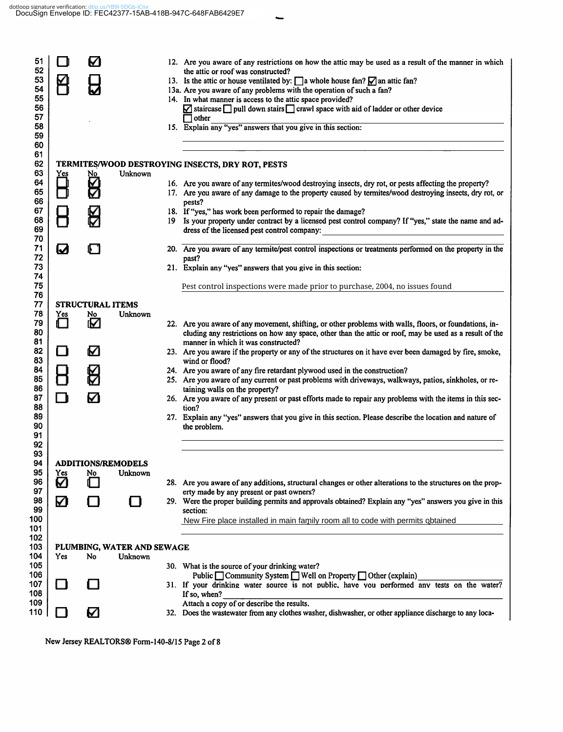dotloop signature verification: dtlp.us/YB9l-5DGb-lCnx
DocuSign Envelope ID: FEC42377-15AB-418B-947C-648FAB6429E7

| Line | Yes | No | Unknown | Question |
|---|---|---|---|---|
| 51-52 | ☐ | ☑ | | 12. Are you aware of any restrictions on how the attic may be used as a result of the manner in which the attic or roof was constructed? |
| 53 | ☑ | ☐ | | 13. Is the attic or house ventilated by: ☐ a whole house fan? ☑ an attic fan? |
| 54 | ☐ | ☑ | | 13a. Are you aware of any problems with the operation of such a fan? |
| 55-57 | | | | 14. In what manner is access to the attic space provided? ☑ staircase ☐ pull down stairs ☐ crawl space with aid of ladder or other device ☐ other |
| 58-60 | | | | 15. Explain any "yes" answers that you give in this section: |

## TERMITES/WOOD DESTROYING INSECTS, DRY ROT, PESTS

| Line | Yes | No | Unknown | Question |
|---|---|---|---|---|
| 64 | ☐ | ☑ | | 16. Are you aware of any termites/wood destroying insects, dry rot, or pests affecting the property? |
| 65-66 | ☐ | ☑ | | 17. Are you aware of any damage to the property caused by termites/wood destroying insects, dry rot, or pests? |
| 67 | ☐ | ☑ | | 18. If "yes," has work been performed to repair the damage? |
| 68-70 | ☐ | ☑ | | 19 Is your property under contract by a licensed pest control company? If "yes," state the name and address of the licensed pest control company: |
| 71-72 | ☑ | ☐ | | 20. Are you aware of any termite/pest control inspections or treatments performed on the property in the past? |
| 73-75 | | | | 21. Explain any "yes" answers that you give in this section: Pest control inspections were made prior to purchase, 2004, no issues found |

## STRUCTURAL ITEMS

| Line | Yes | No | Unknown | Question |
|---|---|---|---|---|
| 79-81 | ☐ | ☑ | | 22. Are you aware of any movement, shifting, or other problems with walls, floors, or foundations, including any restrictions on how any space, other than the attic or roof, may be used as a result of the manner in which it was constructed? |
| 82-83 | ☐ | ☑ | | 23. Are you aware if the property or any of the structures on it have ever been damaged by fire, smoke, wind or flood? |
| 84 | ☐ | ☑ | | 24. Are you aware of any fire retardant plywood used in the construction? |
| 85-86 | ☐ | ☑ | | 25. Are you aware of any current or past problems with driveways, walkways, patios, sinkholes, or retaining walls on the property? |
| 87-88 | ☐ | ☑ | | 26. Are you aware of any present or past efforts made to repair any problems with the items in this section? |
| 89-92 | | | | 27. Explain any "yes" answers that you give in this section. Please describe the location and nature of the problem. |

## ADDITIONS/REMODELS

| Line | Yes | No | Unknown | Question |
|---|---|---|---|---|
| 96-97 | ☑ | ☐ | | 28. Are you aware of any additions, structural changes or other alterations to the structures on the property made by any present or past owners? |
| 98-101 | ☑ | ☐ | ☐ | 29. Were the proper building permits and approvals obtained? Explain any "yes" answers you give in this section: New Fire place installed in main family room all to code with permits obtained |

## PLUMBING, WATER AND SEWAGE

| Line | Yes | No | Unknown | Question |
|---|---|---|---|---|
| 105-106 | | | | 30. What is the source of your drinking water? Public ☐ Community System ☐ Well on Property ☐ Other (explain) |
| 107-109 | ☐ | ☐ | | 31. If your drinking water source is not public, have you performed any tests on the water? If so, when? Attach a copy of or describe the results. |
| 110 | ☐ | ☑ | | 32. Does the wastewater from any clothes washer, dishwasher, or other appliance discharge to any loca- |

New Jersey REALTORS® Form-140-8/15 Page 2 of 8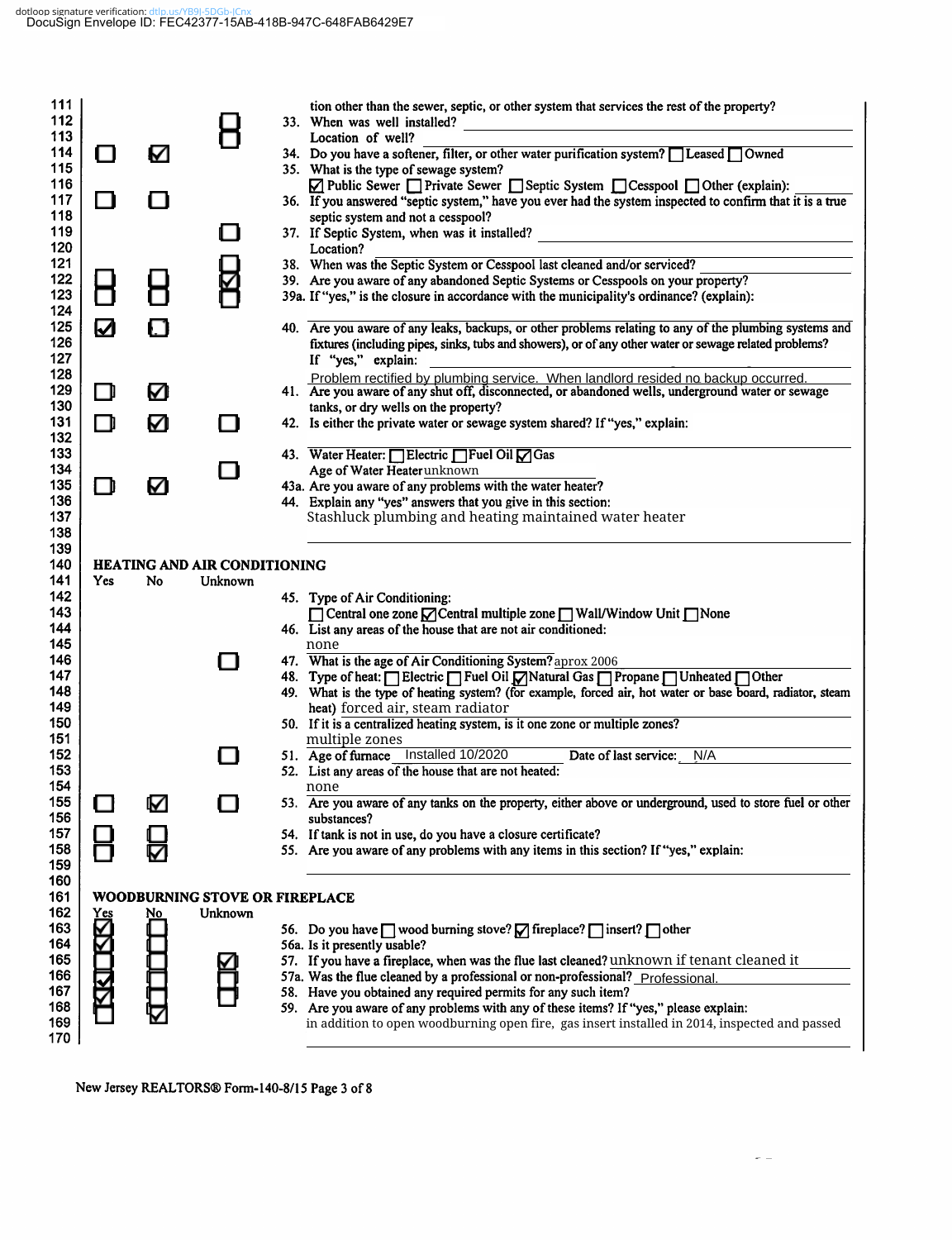| Line | Yes | No | Unknown | Question |
|---|---|---|---|---|
| 111 | | | | tion other than the sewer, septic, or other system that services the rest of the property? |
| 112 | | | ☐ | 33. When was well installed? |
| 113 | | | ☐ | Location of well? |
| 114 | ☐ | ☑ | | 34. Do you have a softener, filter, or other water purification system? ☐ Leased ☐ Owned |
| 115 | | | | 35. What is the type of sewage system? |
| 116 | | | | ☑ Public Sewer ☐ Private Sewer ☐ Septic System ☐ Cesspool ☐ Other (explain): |
| 117 | ☐ | ☐ | | 36. If you answered "septic system," have you ever had the system inspected to confirm that it is a true |
| 118 | | | | septic system and not a cesspool? |
| 119 | | | ☐ | 37. If Septic System, when was it installed? |
| 120 | | | | Location? |
| 121 | | | ☐ | 38. When was the Septic System or Cesspool last cleaned and/or serviced? |
| 122 | ☐ | ☐ | ☑ | 39. Are you aware of any abandoned Septic Systems or Cesspools on your property? |
| 123 | ☐ | ☐ | ☐ | 39a. If "yes," is the closure in accordance with the municipality's ordinance? (explain): |
| 124 | | | | |
| 125 | ☑ | ☐ | | 40. Are you aware of any leaks, backups, or other problems relating to any of the plumbing systems and |
| 126 | | | | fixtures (including pipes, sinks, tubs and showers), or of any other water or sewage related problems? |
| 127 | | | | If "yes," explain: |
| 128 | | | | Problem rectified by plumbing service. When landlord resided no backup occurred. |
| 129 | ☐ | ☑ | | 41. Are you aware of any shut off, disconnected, or abandoned wells, underground water or sewage |
| 130 | | | | tanks, or dry wells on the property? |
| 131 | ☐ | ☑ | ☐ | 42. Is either the private water or sewage system shared? If "yes," explain: |
| 132 | | | | |
| 133 | | | | 43. Water Heater: ☐ Electric ☐ Fuel Oil ☑ Gas |
| 134 | | | ☐ | Age of Water Heater unknown |
| 135 | ☐ | ☑ | | 43a. Are you aware of any problems with the water heater? |
| 136 | | | | 44. Explain any "yes" answers that you give in this section: |
| 137 | | | | Stashluck plumbing and heating maintained water heater |
| 138 | | | | |
| 139 | | | | |

## HEATING AND AIR CONDITIONING

| Line | Yes | No | Unknown | Question |
|---|---|---|---|---|
| 142 | | | | 45. Type of Air Conditioning: |
| 143 | | | | ☐ Central one zone ☑ Central multiple zone ☐ Wall/Window Unit ☐ None |
| 144 | | | | 46. List any areas of the house that are not air conditioned: |
| 145 | | | | none |
| 146 | | | ☐ | 47. What is the age of Air Conditioning System? aprox 2006 |
| 147 | | | | 48. Type of heat: ☐ Electric ☐ Fuel Oil ☑ Natural Gas ☐ Propane ☐ Unheated ☐ Other |
| 148 | | | | 49. What is the type of heating system? (for example, forced air, hot water or base board, radiator, steam |
| 149 | | | | heat) forced air, steam radiator |
| 150 | | | | 50. If it is a centralized heating system, is it one zone or multiple zones? |
| 151 | | | | multiple zones |
| 152 | | | ☐ | 51. Age of furnace Installed 10/2020 Date of last service: N/A |
| 153 | | | | 52. List any areas of the house that are not heated: |
| 154 | | | | none |
| 155 | ☐ | ☑ | ☐ | 53. Are you aware of any tanks on the property, either above or underground, used to store fuel or other |
| 156 | | | | substances? |
| 157 | ☐ | ☐ | | 54. If tank is not in use, do you have a closure certificate? |
| 158 | ☐ | ☑ | | 55. Are you aware of any problems with any items in this section? If "yes," explain: |
| 159 | | | | |
| 160 | | | | |

## WOODBURNING STOVE OR FIREPLACE

| Line | Yes | No | Unknown | Question |
|---|---|---|---|---|
| 163 | ☑ | ☐ | | 56. Do you have ☐ wood burning stove? ☑ fireplace? ☐ insert? ☐ other |
| 164 | ☑ | ☐ | | 56a. Is it presently usable? |
| 165 | ☐ | ☐ | ☑ | 57. If you have a fireplace, when was the flue last cleaned? unknown if tenant cleaned it |
| 166 | ☑ | ☐ | ☐ | 57a. Was the flue cleaned by a professional or non-professional? Professional. |
| 167 | ☑ | ☐ | ☐ | 58. Have you obtained any required permits for any such item? |
| 168 | ☐ | ☑ | | 59. Are you aware of any problems with any of these items? If "yes," please explain: |
| 169 | | | | in addition to open woodburning open fire, gas insert installed in 2014, inspected and passed |
| 170 | | | | |

New Jersey REALTORS® Form-140-8/15 Page 3 of 8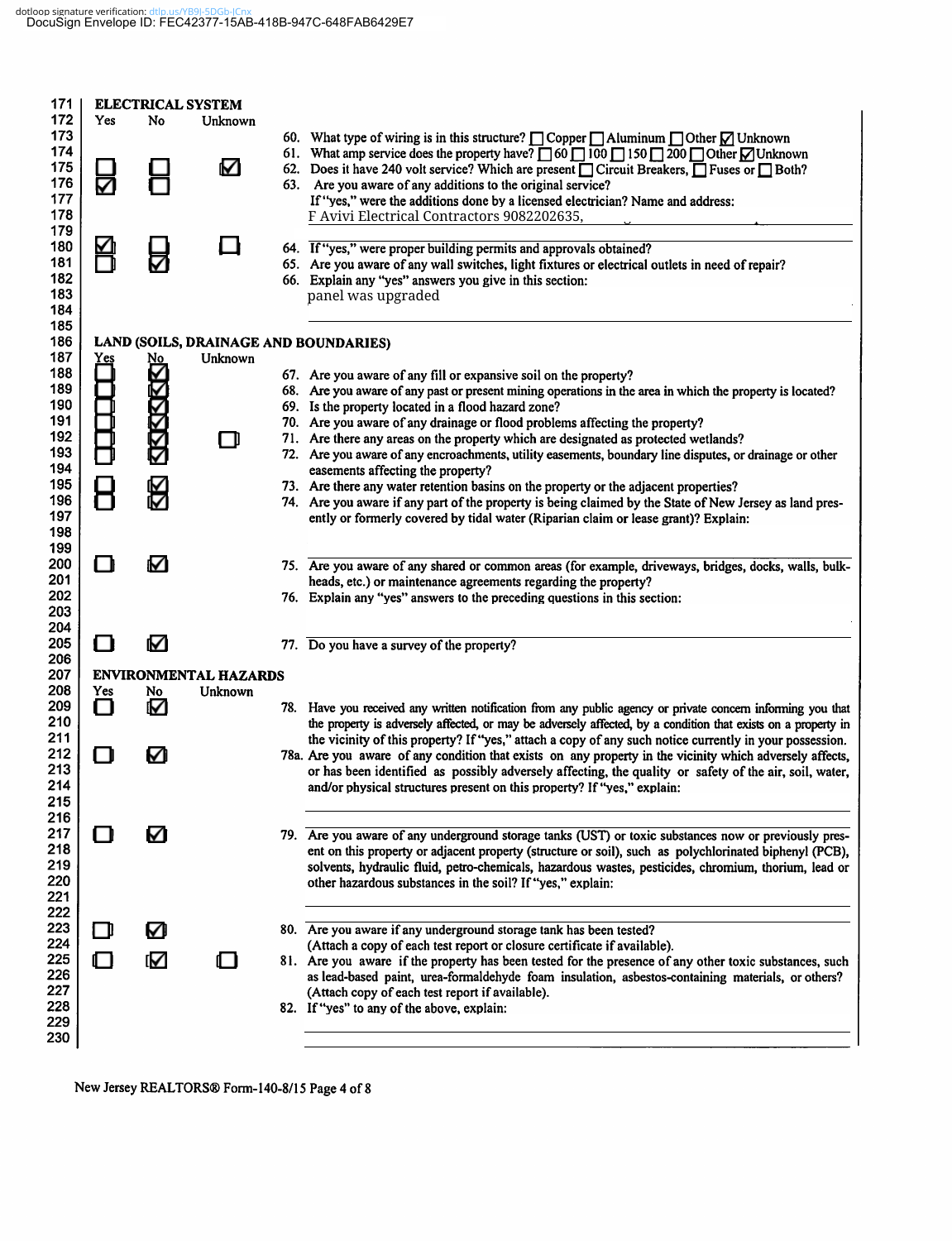## ELECTRICAL SYSTEM

| Yes | No | Unknown | |
|---|---|---|---|
| | | | 60. What type of wiring is in this structure? ☐ Copper ☐ Aluminum ☐ Other ☑ Unknown |
| | | | 61. What amp service does the property have? ☐ 60 ☐ 100 ☐ 150 ☐ 200 ☐ Other ☑ Unknown |
| ☐ | ☐ | ☑ | 62. Does it have 240 volt service? Which are present ☐ Circuit Breakers, ☐ Fuses or ☐ Both? |
| ☑ | ☐ | | 63. Are you aware of any additions to the original service? If "yes," were the additions done by a licensed electrician? Name and address: F Avivi Electrical Contractors 9082202635, |
| ☑ | ☐ | ☐ | 64. If "yes," were proper building permits and approvals obtained? |
| ☐ | ☑ | | 65. Are you aware of any wall switches, light fixtures or electrical outlets in need of repair? |
| | | | 66. Explain any "yes" answers you give in this section: panel was upgraded |

## LAND (SOILS, DRAINAGE AND BOUNDARIES)

| Yes | No | Unknown | |
|---|---|---|---|
| ☐ | ☑ | | 67. Are you aware of any fill or expansive soil on the property? |
| ☐ | ☑ | | 68. Are you aware of any past or present mining operations in the area in which the property is located? |
| ☐ | ☑ | | 69. Is the property located in a flood hazard zone? |
| ☐ | ☑ | | 70. Are you aware of any drainage or flood problems affecting the property? |
| ☐ | ☑ | ☐ | 71. Are there any areas on the property which are designated as protected wetlands? |
| ☐ | ☑ | | 72. Are you aware of any encroachments, utility easements, boundary line disputes, or drainage or other easements affecting the property? |
| ☐ | ☑ | | 73. Are there any water retention basins on the property or the adjacent properties? |
| ☐ | ☑ | | 74. Are you aware if any part of the property is being claimed by the State of New Jersey as land presently or formerly covered by tidal water (Riparian claim or lease grant)? Explain: |
| ☐ | ☑ | | 75. Are you aware of any shared or common areas (for example, driveways, bridges, docks, walls, bulkheads, etc.) or maintenance agreements regarding the property? |
| | | | 76. Explain any "yes" answers to the preceding questions in this section: |
| ☐ | ☑ | | 77. Do you have a survey of the property? |

## ENVIRONMENTAL HAZARDS

| Yes | No | Unknown | |
|---|---|---|---|
| ☐ | ☑ | | 78. Have you received any written notification from any public agency or private concern informing you that the property is adversely affected, or may be adversely affected, by a condition that exists on a property in the vicinity of this property? If "yes," attach a copy of any such notice currently in your possession. |
| ☐ | ☑ | | 78a. Are you aware of any condition that exists on any property in the vicinity which adversely affects, or has been identified as possibly adversely affecting, the quality or safety of the air, soil, water, and/or physical structures present on this property? If "yes," explain: |
| ☐ | ☑ | | 79. Are you aware of any underground storage tanks (UST) or toxic substances now or previously present on this property or adjacent property (structure or soil), such as polychlorinated biphenyl (PCB), solvents, hydraulic fluid, petro-chemicals, hazardous wastes, pesticides, chromium, thorium, lead or other hazardous substances in the soil? If "yes," explain: |
| ☐ | ☑ | | 80. Are you aware if any underground storage tank has been tested? (Attach a copy of each test report or closure certificate if available). |
| ☐ | ☑ | ☐ | 81. Are you aware if the property has been tested for the presence of any other toxic substances, such as lead-based paint, urea-formaldehyde foam insulation, asbestos-containing materials, or others? (Attach copy of each test report if available). |
| | | | 82. If "yes" to any of the above, explain: |

New Jersey REALTORS® Form-140-8/15 Page 4 of 8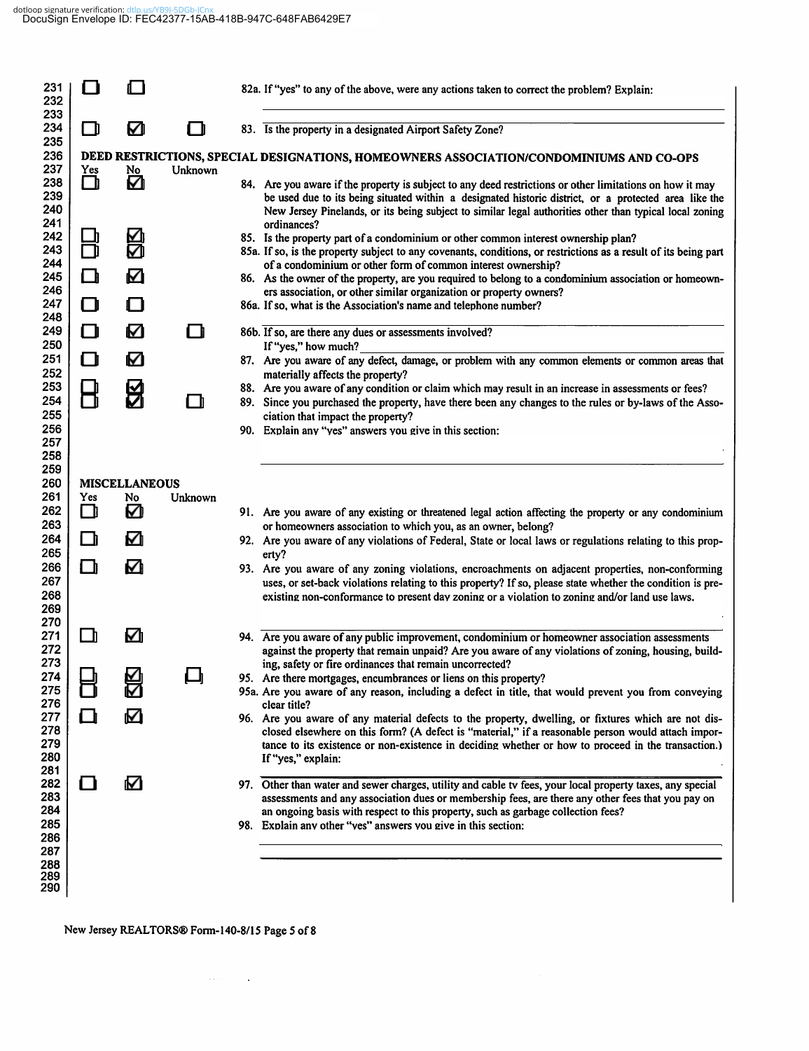| Yes | No | Unknown | |
|---|---|---|---|
| ☐ | ☐ | | 82a. If "yes" to any of the above, were any actions taken to correct the problem? Explain: |
| ☐ | ☑ | ☐ | 83. Is the property in a designated Airport Safety Zone? |

## DEED RESTRICTIONS, SPECIAL DESIGNATIONS, HOMEOWNERS ASSOCIATION/CONDOMINIUMS AND CO-OPS

| Yes | No | Unknown | |
|---|---|---|---|
| ☐ | ☑ | | 84. Are you aware if the property is subject to any deed restrictions or other limitations on how it may be used due to its being situated within a designated historic district, or a protected area like the New Jersey Pinelands, or its being subject to similar legal authorities other than typical local zoning ordinances? |
| ☐ | ☑ | | 85. Is the property part of a condominium or other common interest ownership plan? |
| ☐ | ☑ | | 85a. If so, is the property subject to any covenants, conditions, or restrictions as a result of its being part of a condominium or other form of common interest ownership? |
| ☐ | ☑ | | 86. As the owner of the property, are you required to belong to a condominium association or homeowners association, or other similar organization or property owners? |
| ☐ | ☐ | | 86a. If so, what is the Association's name and telephone number? |
| ☐ | ☑ | ☐ | 86b. If so, are there any dues or assessments involved? If "yes," how much? |
| ☐ | ☑ | | 87. Are you aware of any defect, damage, or problem with any common elements or common areas that materially affects the property? |
| ☐ | ☑ | | 88. Are you aware of any condition or claim which may result in an increase in assessments or fees? |
| ☐ | ☑ | ☐ | 89. Since you purchased the property, have there been any changes to the rules or by-laws of the Association that impact the property? |
| | | | 90. Explain any "yes" answers you give in this section: |

## MISCELLANEOUS

| Yes | No | Unknown | |
|---|---|---|---|
| ☐ | ☑ | | 91. Are you aware of any existing or threatened legal action affecting the property or any condominium or homeowners association to which you, as an owner, belong? |
| ☐ | ☑ | | 92. Are you aware of any violations of Federal, State or local laws or regulations relating to this property? |
| ☐ | ☑ | | 93. Are you aware of any zoning violations, encroachments on adjacent properties, non-conforming uses, or set-back violations relating to this property? If so, please state whether the condition is pre-existing non-conformance to present day zoning or a violation to zoning and/or land use laws. |
| ☐ | ☑ | | 94. Are you aware of any public improvement, condominium or homeowner association assessments against the property that remain unpaid? Are you aware of any violations of zoning, housing, building, safety or fire ordinances that remain uncorrected? |
| ☐ | ☑ | ☐ | 95. Are there mortgages, encumbrances or liens on this property? |
| ☐ | ☑ | | 95a. Are you aware of any reason, including a defect in title, that would prevent you from conveying clear title? |
| ☐ | ☑ | | 96. Are you aware of any material defects to the property, dwelling, or fixtures which are not disclosed elsewhere on this form? (A defect is "material," if a reasonable person would attach importance to its existence or non-existence in deciding whether or how to proceed in the transaction.) If "yes," explain: |
| ☐ | ☑ | | 97. Other than water and sewer charges, utility and cable tv fees, your local property taxes, any special assessments and any association dues or membership fees, are there any other fees that you pay on an ongoing basis with respect to this property, such as garbage collection fees? |
| | | | 98. Explain any other "yes" answers you give in this section: |

New Jersey REALTORS® Form-140-8/15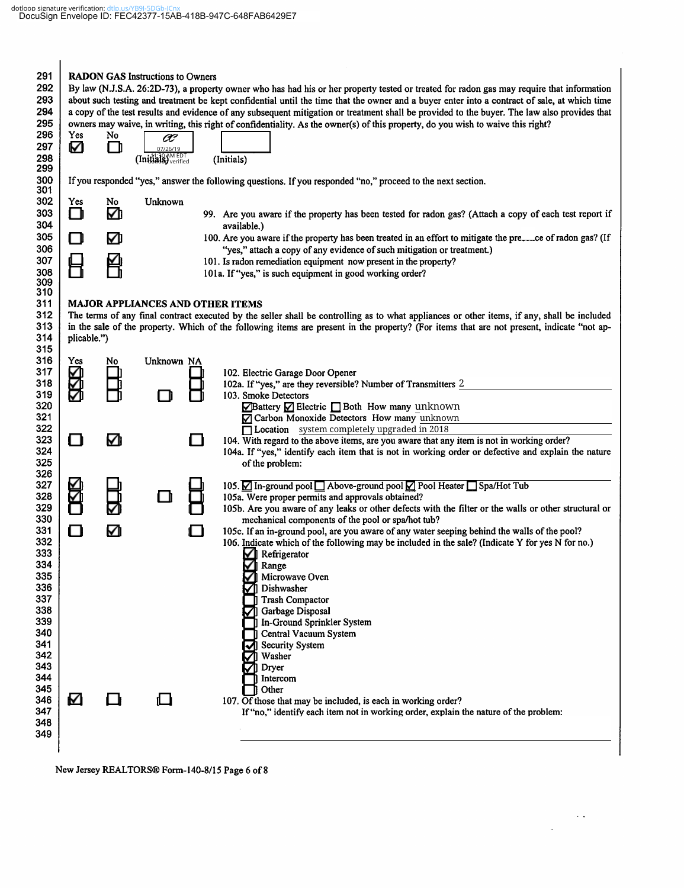## RADON GAS Instructions to Owners

By law (N.J.S.A. 26:2D-73), a property owner who has had his or her property tested or treated for radon gas may require that information about such testing and treatment be kept confidential until the time that the owner and a buyer enter into a contract of sale, at which time a copy of the test results and evidence of any subsequent mitigation or treatment shall be provided to the buyer. The law also provides that owners may waive, in writing, this right of confidentiality. As the owner(s) of this property, do you wish to waive this right?

| Yes | No | | |
|---|---|---|---|
| ☑ | ☐ | CP 07/26/19 11:30 AM EDT dotloop verified (Initials) | (Initials) |

If you responded "yes," answer the following questions. If you responded "no," proceed to the next section.

| Yes | No | Unknown | |
|---|---|---|---|
| ☐ | ☑ | | 99. Are you aware if the property has been tested for radon gas? (Attach a copy of each test report if available.) |
| ☐ | ☑ | | 100. Are you aware if the property has been treated in an effort to mitigate the pre\_\_\_ce of radon gas? (If "yes," attach a copy of any evidence of such mitigation or treatment.) |
| ☐ | ☑ | | 101. Is radon remediation equipment now present in the property? |
| ☐ | ☐ | | 101a. If "yes," is such equipment in good working order? |

## MAJOR APPLIANCES AND OTHER ITEMS

The terms of any final contract executed by the seller shall be controlling as to what appliances or other items, if any, shall be included in the sale of the property. Which of the following items are present in the property? (For items that are not present, indicate "not applicable.")

| Yes | No | Unknown | NA | |
|---|---|---|---|---|
| ☑ | ☐ | | ☐ | 102. Electric Garage Door Opener |
| ☑ | ☐ | | ☐ | 102a. If "yes," are they reversible? Number of Transmitters 2 |
| ☑ | ☐ | ☐ | ☐ | 103. Smoke Detectors<br>☑ Battery ☑ Electric ☐ Both How many unknown<br>☑ Carbon Monoxide Detectors How many unknown<br>☐ Location system completely upgraded in 2018 |
| ☐ | ☑ | | ☐ | 104. With regard to the above items, are you aware that any item is not in working order? |
| | | | | 104a. If "yes," identify each item that is not in working order or defective and explain the nature of the problem: |
| ☑ | ☐ | | ☐ | 105. ☑ In-ground pool ☐ Above-ground pool ☑ Pool Heater ☐ Spa/Hot Tub |
| ☑ | ☐ | ☐ | ☐ | 105a. Were proper permits and approvals obtained? |
| ☐ | ☑ | | ☐ | 105b. Are you aware of any leaks or other defects with the filter or the walls or other structural or mechanical components of the pool or spa/hot tub? |
| ☐ | ☑ | | ☐ | 105c. If an in-ground pool, are you aware of any water seeping behind the walls of the pool? |

106. Indicate which of the following may be included in the sale? (Indicate Y for yes N for no.)

- ☑ Refrigerator
- ☑ Range
- ☑ Microwave Oven
- ☑ Dishwasher
- ☐ Trash Compactor
- ☑ Garbage Disposal
- ☐ In-Ground Sprinkler System
- ☐ Central Vacuum System
- ☑ Security System
- ☑ Washer
- ☑ Dryer
- ☐ Intercom
- ☐ Other

| Yes | No | Unknown | |
|---|---|---|---|
| ☑ | ☐ | ☐ | 107. Of those that may be included, is each in working order?<br>If "no," identify each item not in working order, explain the nature of the problem: |

New Jersey REALTORS® Form-140-8/15 Page 6 of 8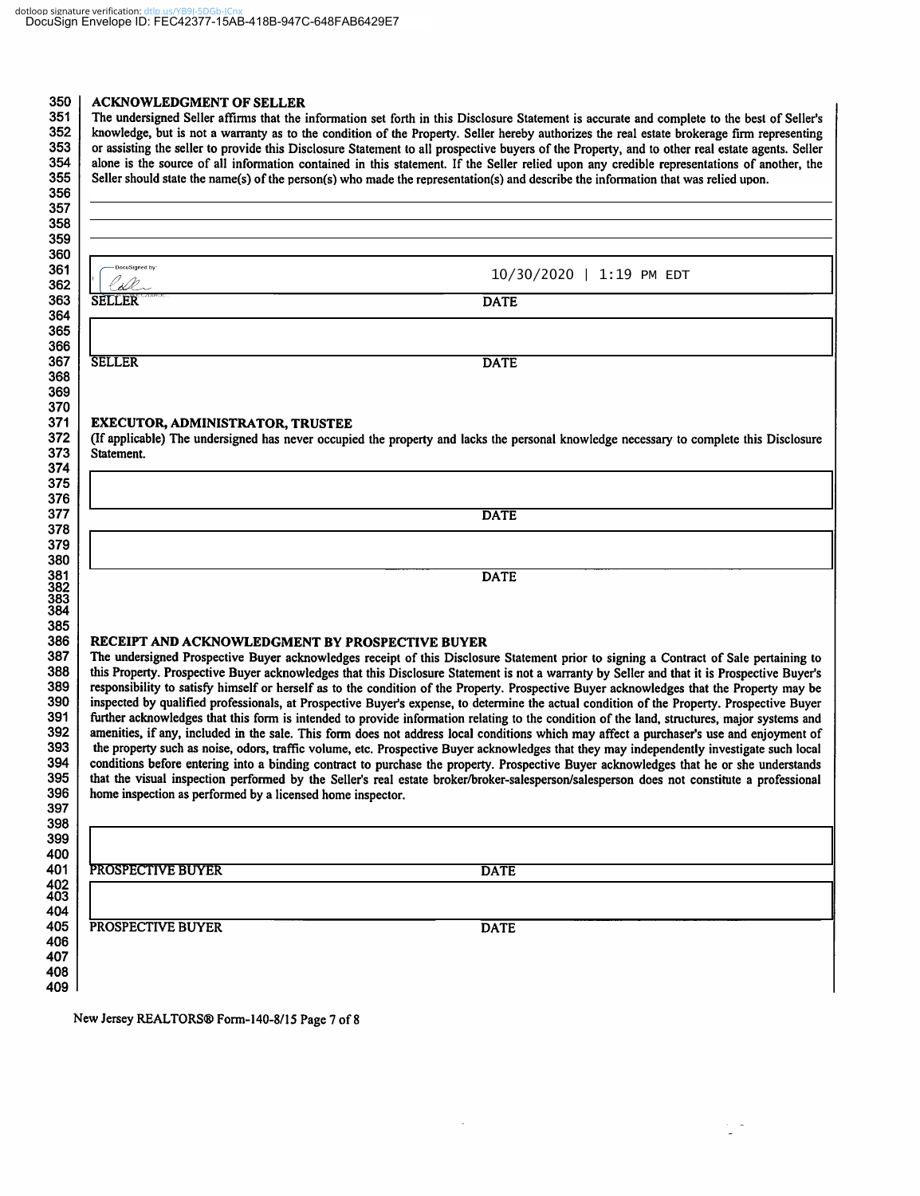dotloop signature verification: dtlp.us/YB9I-5DGb-ICnx

DocuSign Envelope ID: FEC42377-15AB-418B-947C-648FAB6429E7

## ACKNOWLEDGMENT OF SELLER

The undersigned Seller affirms that the information set forth in this Disclosure Statement is accurate and complete to the best of Seller's knowledge, but is not a warranty as to the condition of the Property. Seller hereby authorizes the real estate brokerage firm representing or assisting the seller to provide this Disclosure Statement to all prospective buyers of the Property, and to other real estate agents. Seller alone is the source of all information contained in this statement. If the Seller relied upon any credible representations of another, the Seller should state the name(s) of the person(s) who made the representation(s) and describe the information that was relied upon.

\_\_\_\_\_\_\_\_\_\_\_\_\_\_\_\_\_\_\_\_\_\_\_\_\_\_\_\_\_\_\_\_\_\_\_\_\_\_\_\_

\_\_\_\_\_\_\_\_\_\_\_\_\_\_\_\_\_\_\_\_\_\_\_\_\_\_\_\_\_\_\_\_\_\_\_\_\_\_\_\_

\_\_\_\_\_\_\_\_\_\_\_\_\_\_\_\_\_\_\_\_\_\_\_\_\_\_\_\_\_\_\_\_\_\_\_\_\_\_\_\_

DocuSigned by: [signature] 10/30/2020 | 1:19 PM EDT

SELLER DATE

SELLER DATE

## EXECUTOR, ADMINISTRATOR, TRUSTEE

(If applicable) The undersigned has never occupied the property and lacks the personal knowledge necessary to complete this Disclosure Statement.

DATE

DATE

## RECEIPT AND ACKNOWLEDGMENT BY PROSPECTIVE BUYER

The undersigned Prospective Buyer acknowledges receipt of this Disclosure Statement prior to signing a Contract of Sale pertaining to this Property. Prospective Buyer acknowledges that this Disclosure Statement is not a warranty by Seller and that it is Prospective Buyer's responsibility to satisfy himself or herself as to the condition of the Property. Prospective Buyer acknowledges that the Property may be inspected by qualified professionals, at Prospective Buyer's expense, to determine the actual condition of the Property. Prospective Buyer further acknowledges that this form is intended to provide information relating to the condition of the land, structures, major systems and amenities, if any, included in the sale. This form does not address local conditions which may affect a purchaser's use and enjoyment of the property such as noise, odors, traffic volume, etc. Prospective Buyer acknowledges that they may independently investigate such local conditions before entering into a binding contract to purchase the property. Prospective Buyer acknowledges that he or she understands that the visual inspection performed by the Seller's real estate broker/broker-salesperson/salesperson does not constitute a professional home inspection as performed by a licensed home inspector.

PROSPECTIVE BUYER DATE

PROSPECTIVE BUYER DATE

New Jersey REALTORS® Form-140-8/15 Page 7 of 8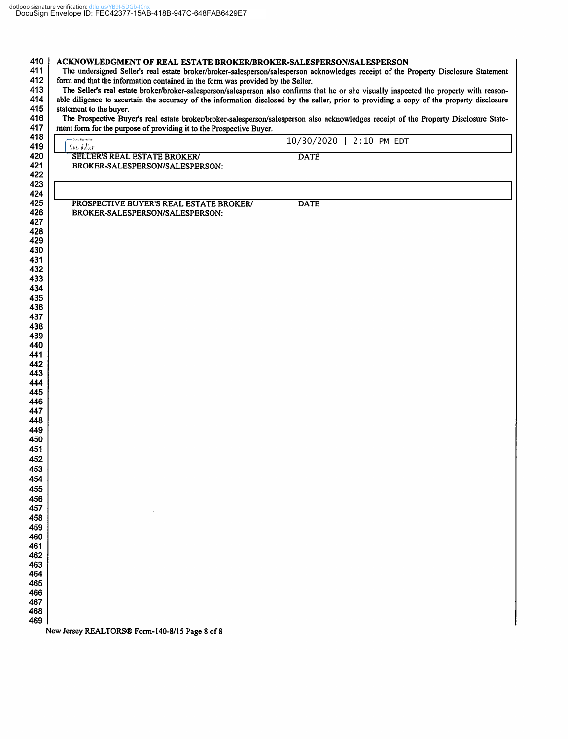## ACKNOWLEDGMENT OF REAL ESTATE BROKER/BROKER-SALESPERSON/SALESPERSON

The undersigned Seller's real estate broker/broker-salesperson/salesperson acknowledges receipt of the Property Disclosure Statement form and that the information contained in the form was provided by the Seller.

The Seller's real estate broker/broker-salesperson/salesperson also confirms that he or she visually inspected the property with reasonable diligence to ascertain the accuracy of the information disclosed by the seller, prior to providing a copy of the property disclosure statement to the buyer.

The Prospective Buyer's real estate broker/broker-salesperson/salesperson also acknowledges receipt of the Property Disclosure Statement form for the purpose of providing it to the Prospective Buyer.

| | |
|---|---|
| DocuSigned by: Sue Adler | 10/30/2020 \| 2:10 PM EDT |
| SELLER'S REAL ESTATE BROKER/ BROKER-SALESPERSON/SALESPERSON: | DATE |

| | |
|---|---|
| | |
| PROSPECTIVE BUYER'S REAL ESTATE BROKER/ BROKER-SALESPERSON/SALESPERSON: | DATE |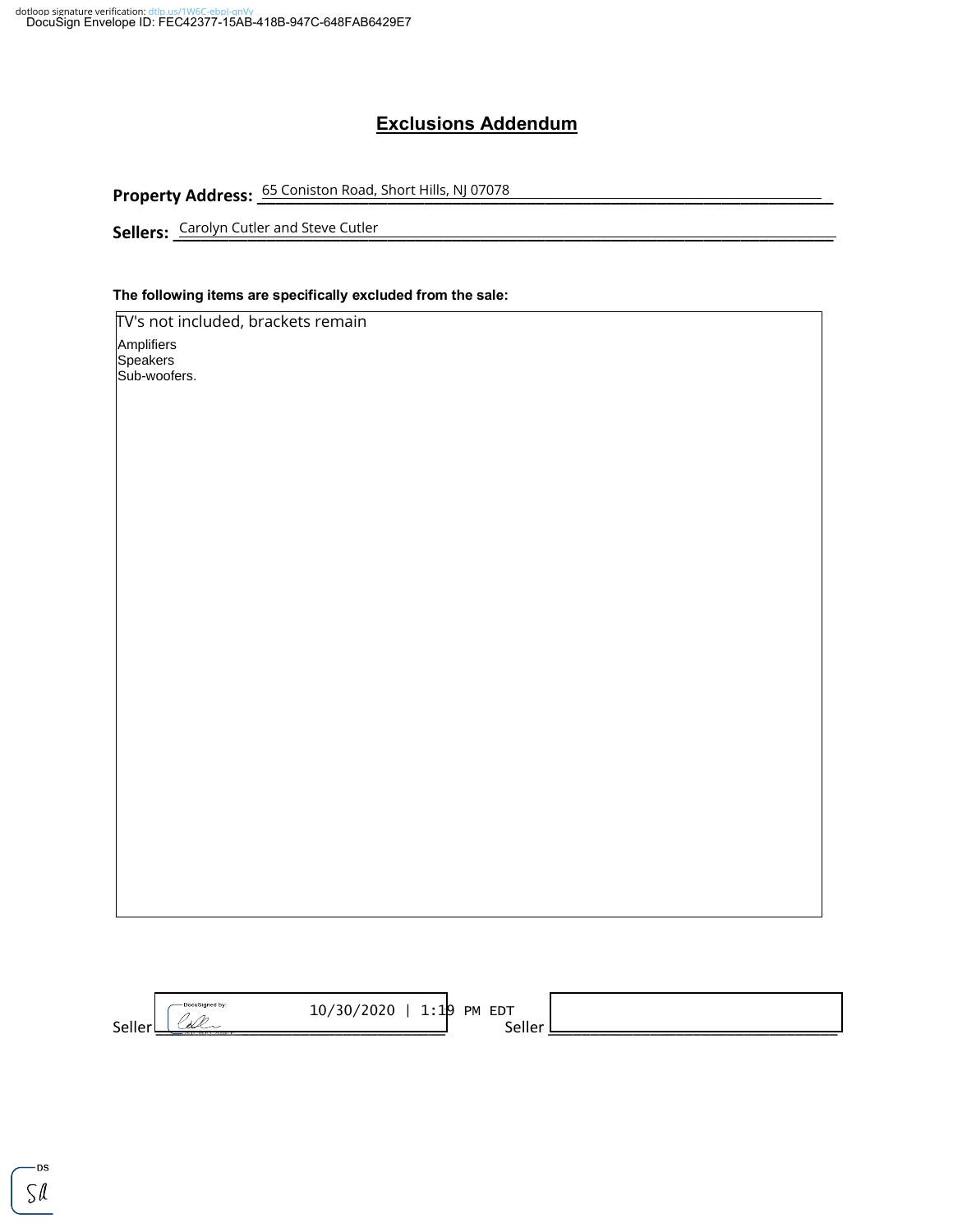dotloop signature verification: dtlp.us/1W6C-ebpl-gnVy
DocuSign Envelope ID: FEC42377-15AB-418B-947C-648FAB6429E7

# Exclusions Addendum

**Property Address:** 65 Coniston Road, Short Hills, NJ 07078

**Sellers:** Carolyn Cutler and Steve Cutler

**The following items are specifically excluded from the sale:**

TV's not included, brackets remain
Amplifiers
Speakers
Sub-woofers.

Seller — DocuSigned by: 10/30/2020 | 1:19 PM EDT

Seller

DS